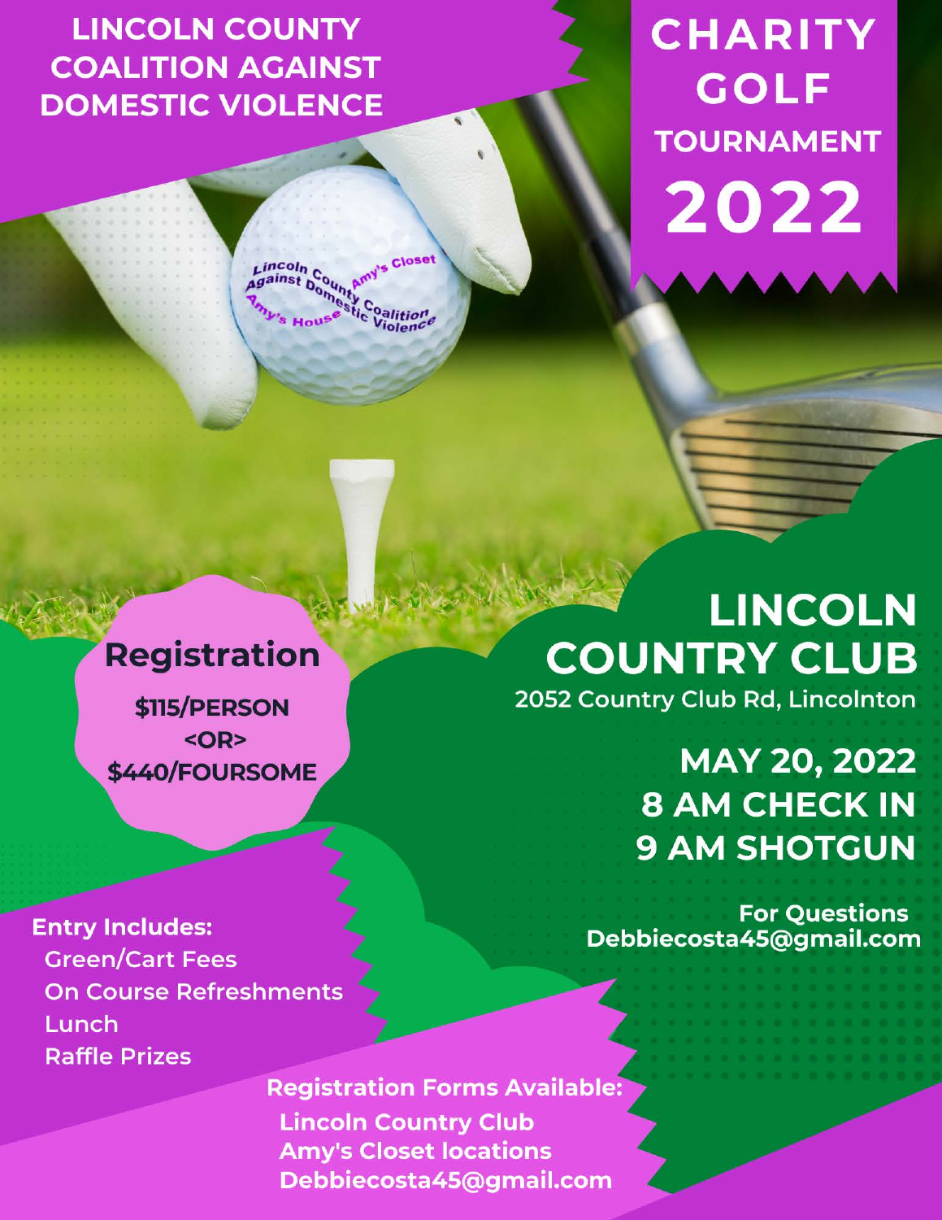# LINCOLN COUNTY COALITION AGAINST DOMESTIC VIOLENCE

# CHARITY GOLF TOURNAMENT 2022

## Registration

**$115/PERSON**
**<OR>**
**$440/FOURSOME**

## LINCOLN COUNTRY CLUB

2052 Country Club Rd, Lincolnton

**MAY 20, 2022**
**8 AM CHECK IN**
**9 AM SHOTGUN**

**For Questions**
**Debbiecosta45@gmail.com**

**Entry Includes:**
- Green/Cart Fees
- On Course Refreshments
- Lunch
- Raffle Prizes

**Registration Forms Available:**
- Lincoln Country Club
- Amy's Closet locations
- Debbiecosta45@gmail.com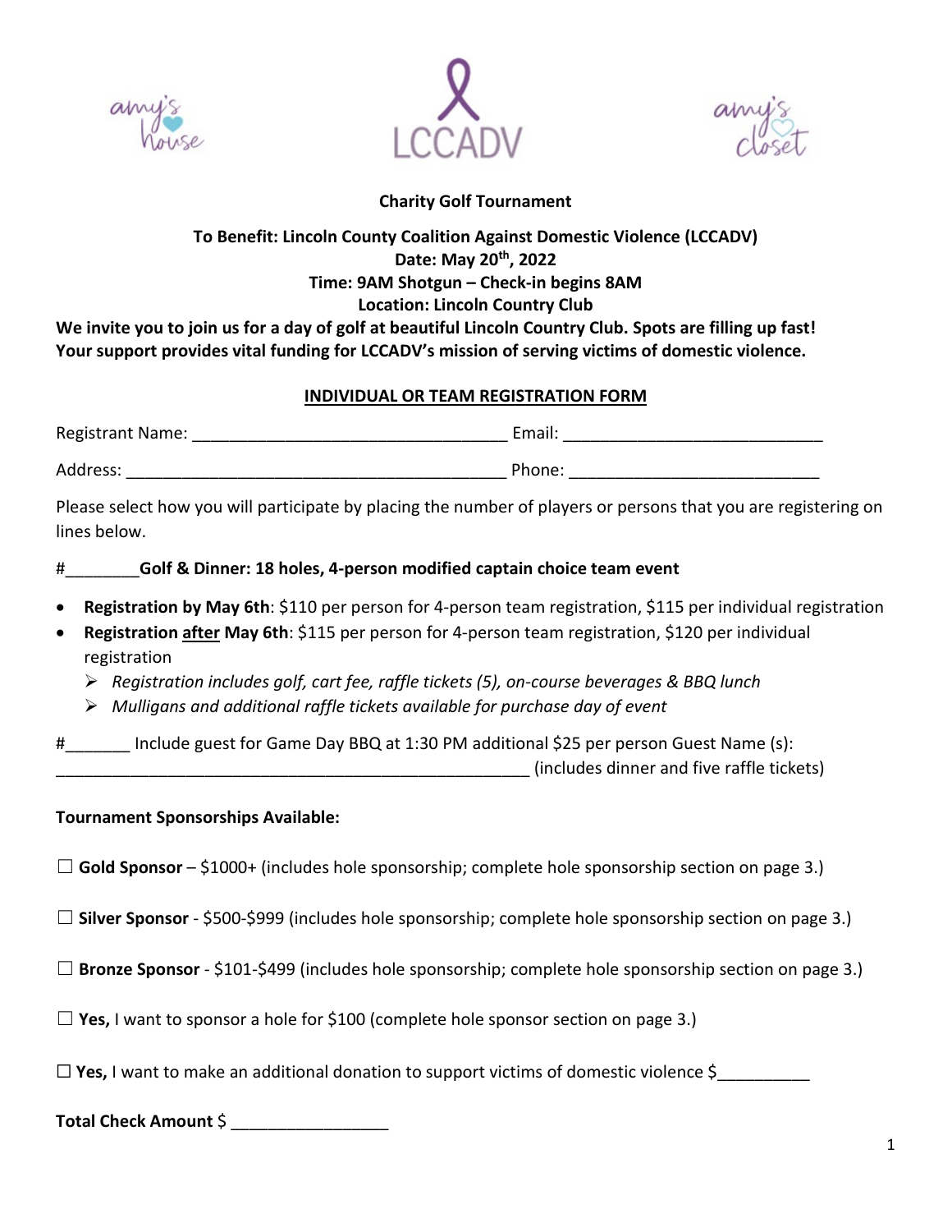**Charity Golf Tournament**

**To Benefit: Lincoln County Coalition Against Domestic Violence (LCCADV)**
**Date: May 20th, 2022**
**Time: 9AM Shotgun – Check-in begins 8AM**
**Location: Lincoln Country Club**

**We invite you to join us for a day of golf at beautiful Lincoln Country Club. Spots are filling up fast! Your support provides vital funding for LCCADV's mission of serving victims of domestic violence.**

**INDIVIDUAL OR TEAM REGISTRATION FORM**

Registrant Name: _________________________________ Email: ___________________________

Address: _________________________________________ Phone: __________________________

Please select how you will participate by placing the number of players or persons that you are registering on lines below.

#________**Golf & Dinner: 18 holes, 4-person modified captain choice team event**

- **Registration by May 6th**: $110 per person for 4-person team registration, $115 per individual registration
- **Registration after May 6th**: $115 per person for 4-person team registration, $120 per individual registration
  - *Registration includes golf, cart fee, raffle tickets (5), on-course beverages & BBQ lunch*
  - *Mulligans and additional raffle tickets available for purchase day of event*

#_______ Include guest for Game Day BBQ at 1:30 PM additional $25 per person Guest Name (s): ____________________________________________________ (includes dinner and five raffle tickets)

**Tournament Sponsorships Available:**

☐ **Gold Sponsor** – $1000+ (includes hole sponsorship; complete hole sponsorship section on page 3.)

☐ **Silver Sponsor** - $500-$999 (includes hole sponsorship; complete hole sponsorship section on page 3.)

☐ **Bronze Sponsor** - $101-$499 (includes hole sponsorship; complete hole sponsorship section on page 3.)

☐ **Yes,** I want to sponsor a hole for $100 (complete hole sponsor section on page 3.)

☐ **Yes,** I want to make an additional donation to support victims of domestic violence $__________

**Total Check Amount** $ _________________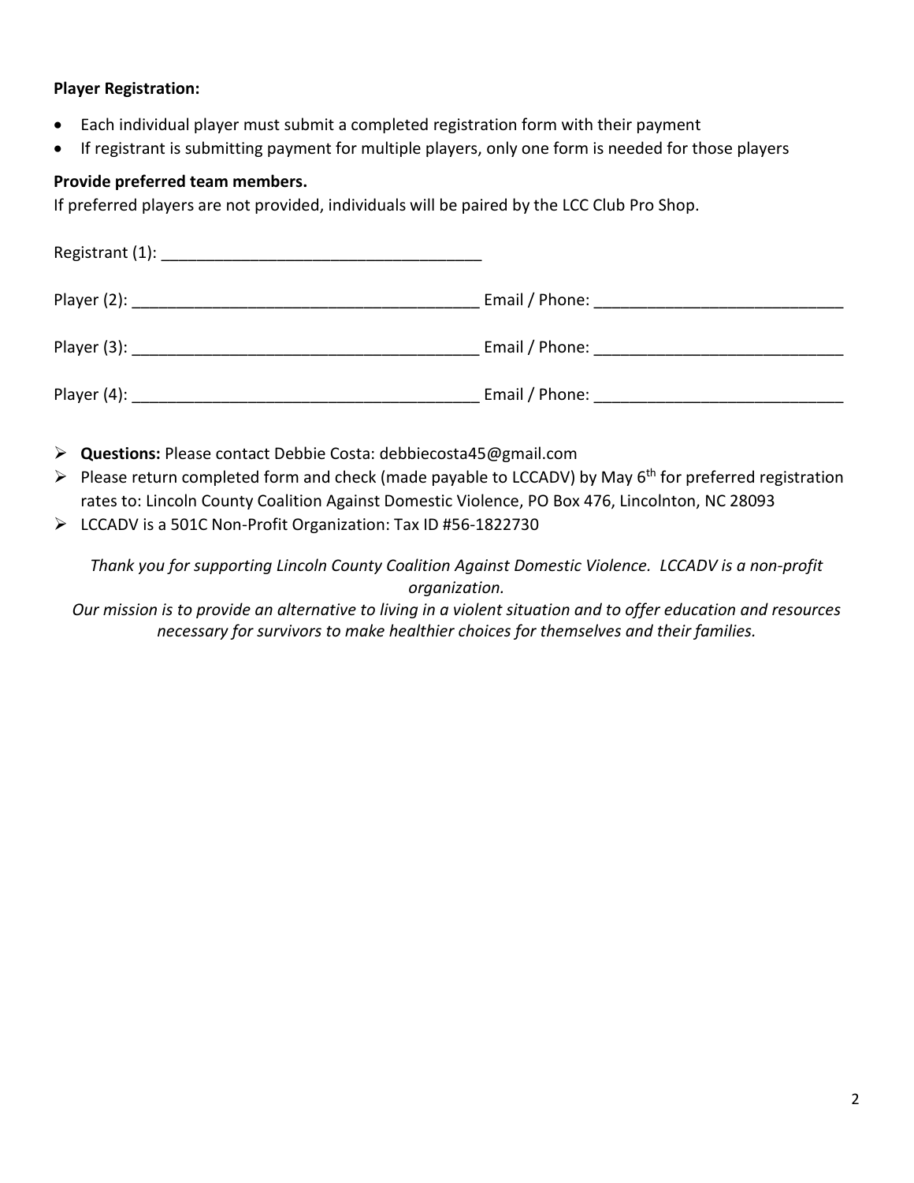**Player Registration:**

- Each individual player must submit a completed registration form with their payment
- If registrant is submitting payment for multiple players, only one form is needed for those players

**Provide preferred team members.**

If preferred players are not provided, individuals will be paired by the LCC Club Pro Shop.

Registrant (1): ____________________________________

Player (2): _______________________________________ Email / Phone: ____________________________

Player (3): _______________________________________ Email / Phone: ____________________________

Player (4): _______________________________________ Email / Phone: ____________________________

- **Questions:** Please contact Debbie Costa: debbiecosta45@gmail.com
- Please return completed form and check (made payable to LCCADV) by May 6th for preferred registration rates to: Lincoln County Coalition Against Domestic Violence, PO Box 476, Lincolnton, NC 28093
- LCCADV is a 501C Non-Profit Organization: Tax ID #56-1822730

*Thank you for supporting Lincoln County Coalition Against Domestic Violence. LCCADV is a non-profit organization.*

*Our mission is to provide an alternative to living in a violent situation and to offer education and resources necessary for survivors to make healthier choices for themselves and their families.*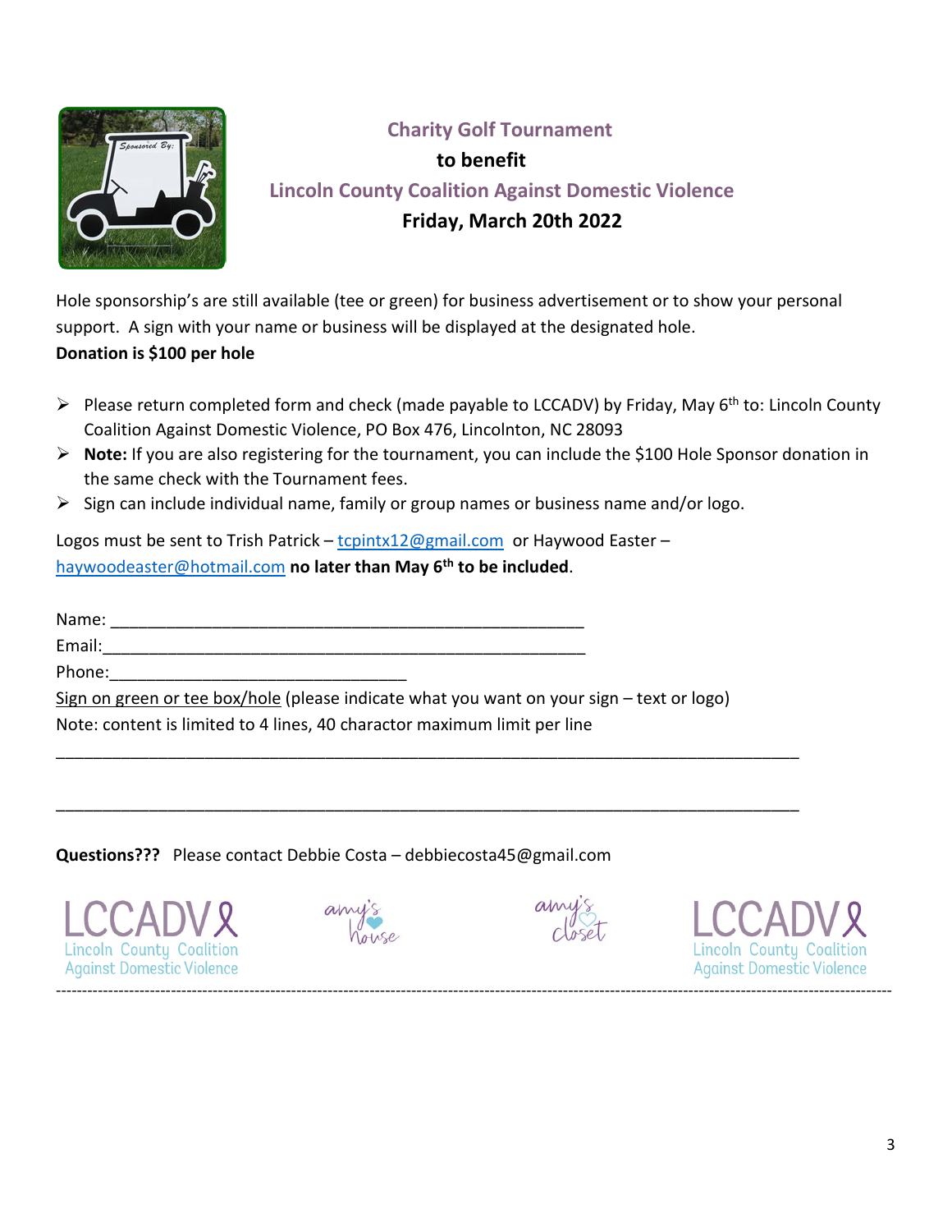## Charity Golf Tournament

**to benefit**

## Lincoln County Coalition Against Domestic Violence

**Friday, March 20th 2022**

Hole sponsorship's are still available (tee or green) for business advertisement or to show your personal support. A sign with your name or business will be displayed at the designated hole.

**Donation is $100 per hole**

- Please return completed form and check (made payable to LCCADV) by Friday, May 6th to: Lincoln County Coalition Against Domestic Violence, PO Box 476, Lincolnton, NC 28093
- **Note:** If you are also registering for the tournament, you can include the $100 Hole Sponsor donation in the same check with the Tournament fees.
- Sign can include individual name, family or group names or business name and/or logo.

Logos must be sent to Trish Patrick – tcpintx12@gmail.com or Haywood Easter – haywoodeaster@hotmail.com **no later than May 6th to be included**.

Name: ___________________________________________________

Email:___________________________________________________

Phone:________________________________

Sign on green or tee box/hole (please indicate what you want on your sign – text or logo)

Note: content is limited to 4 lines, 40 charactor maximum limit per line

________________________________________________________________________________

________________________________________________________________________________

**Questions???** Please contact Debbie Costa – debbiecosta45@gmail.com

LCCADV Lincoln County Coalition Against Domestic Violence | amy's house | amy's closet | LCCADV Lincoln County Coalition Against Domestic Violence